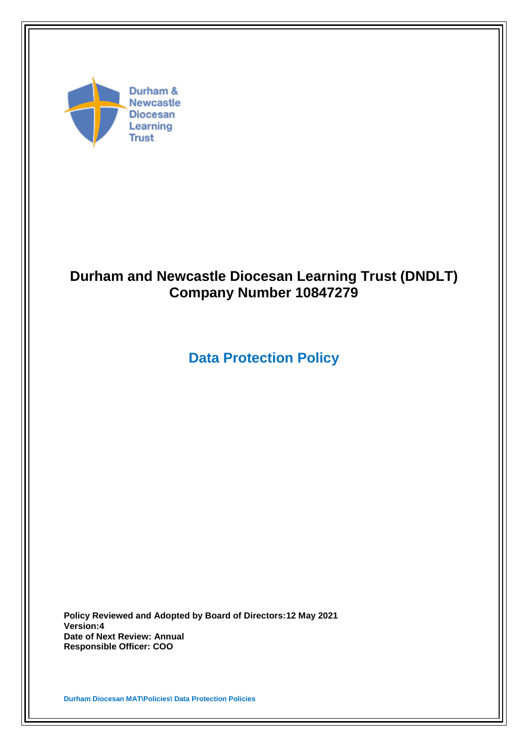Durham & Newcastle Diocesan Learning Trust

# Durham and Newcastle Diocesan Learning Trust (DNDLT)
# Company Number 10847279

## Data Protection Policy

**Policy Reviewed and Adopted by Board of Directors:12 May 2021**
**Version:4**
**Date of Next Review: Annual**
**Responsible Officer: COO**

**Durham Diocesan MAT\Policies\ Data Protection Policies**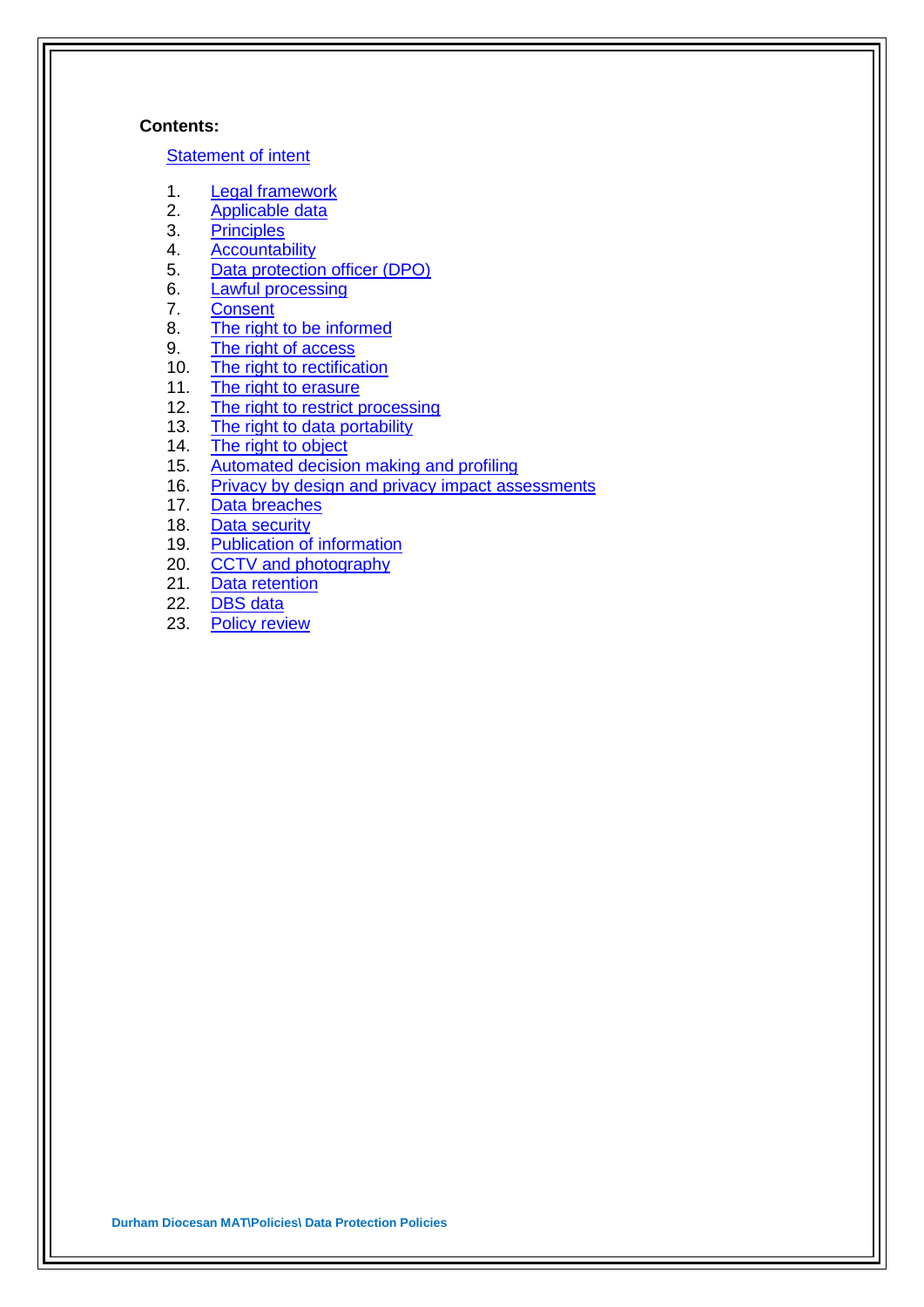**Contents:**

Statement of intent

1. Legal framework
2. Applicable data
3. Principles
4. Accountability
5. Data protection officer (DPO)
6. Lawful processing
7. Consent
8. The right to be informed
9. The right of access
10. The right to rectification
11. The right to erasure
12. The right to restrict processing
13. The right to data portability
14. The right to object
15. Automated decision making and profiling
16. Privacy by design and privacy impact assessments
17. Data breaches
18. Data security
19. Publication of information
20. CCTV and photography
21. Data retention
22. DBS data
23. Policy review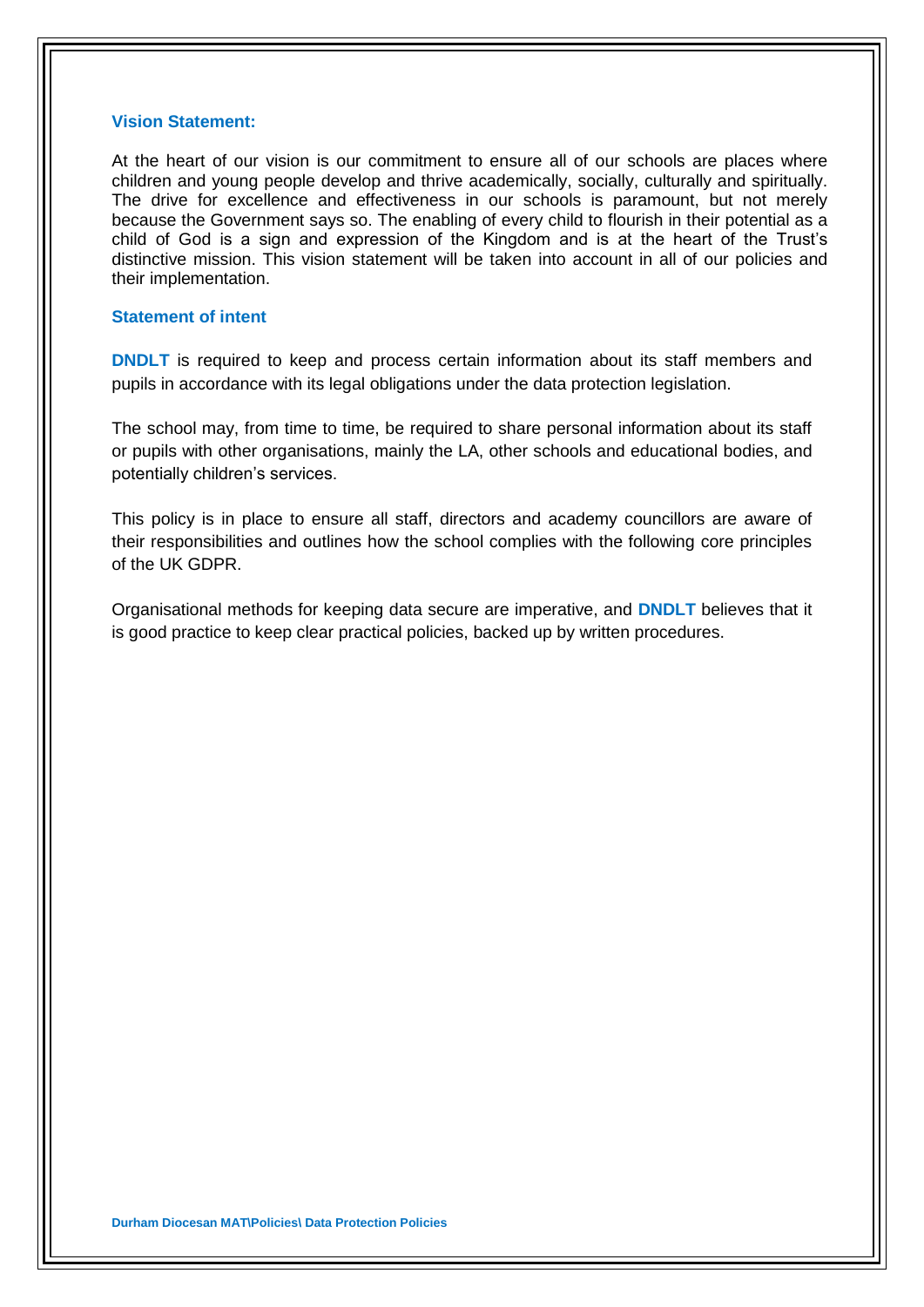### Vision Statement:

At the heart of our vision is our commitment to ensure all of our schools are places where children and young people develop and thrive academically, socially, culturally and spiritually. The drive for excellence and effectiveness in our schools is paramount, but not merely because the Government says so. The enabling of every child to flourish in their potential as a child of God is a sign and expression of the Kingdom and is at the heart of the Trust's distinctive mission. This vision statement will be taken into account in all of our policies and their implementation.

### Statement of intent

**DNDLT** is required to keep and process certain information about its staff members and pupils in accordance with its legal obligations under the data protection legislation.

The school may, from time to time, be required to share personal information about its staff or pupils with other organisations, mainly the LA, other schools and educational bodies, and potentially children's services.

This policy is in place to ensure all staff, directors and academy councillors are aware of their responsibilities and outlines how the school complies with the following core principles of the UK GDPR.

Organisational methods for keeping data secure are imperative, and **DNDLT** believes that it is good practice to keep clear practical policies, backed up by written procedures.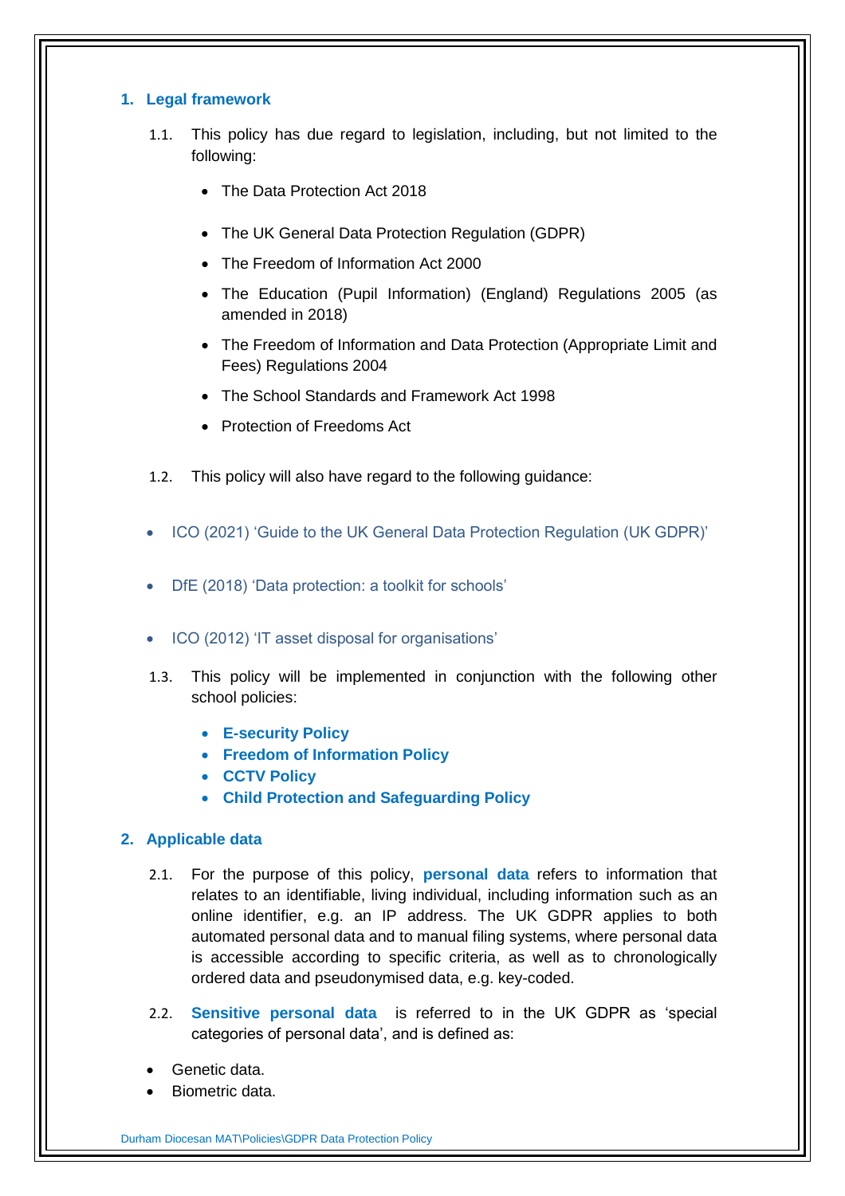## 1. Legal framework

1.1. This policy has due regard to legislation, including, but not limited to the following:

- The Data Protection Act 2018
- The UK General Data Protection Regulation (GDPR)
- The Freedom of Information Act 2000
- The Education (Pupil Information) (England) Regulations 2005 (as amended in 2018)
- The Freedom of Information and Data Protection (Appropriate Limit and Fees) Regulations 2004
- The School Standards and Framework Act 1998
- Protection of Freedoms Act

1.2. This policy will also have regard to the following guidance:

- ICO (2021) 'Guide to the UK General Data Protection Regulation (UK GDPR)'
- DfE (2018) 'Data protection: a toolkit for schools'
- ICO (2012) 'IT asset disposal for organisations'

1.3. This policy will be implemented in conjunction with the following other school policies:

- **E-security Policy**
- **Freedom of Information Policy**
- **CCTV Policy**
- **Child Protection and Safeguarding Policy**

## 2. Applicable data

2.1. For the purpose of this policy, **personal data** refers to information that relates to an identifiable, living individual, including information such as an online identifier, e.g. an IP address. The UK GDPR applies to both automated personal data and to manual filing systems, where personal data is accessible according to specific criteria, as well as to chronologically ordered data and pseudonymised data, e.g. key-coded.

2.2. **Sensitive personal data** is referred to in the UK GDPR as 'special categories of personal data', and is defined as:

- Genetic data.
- Biometric data.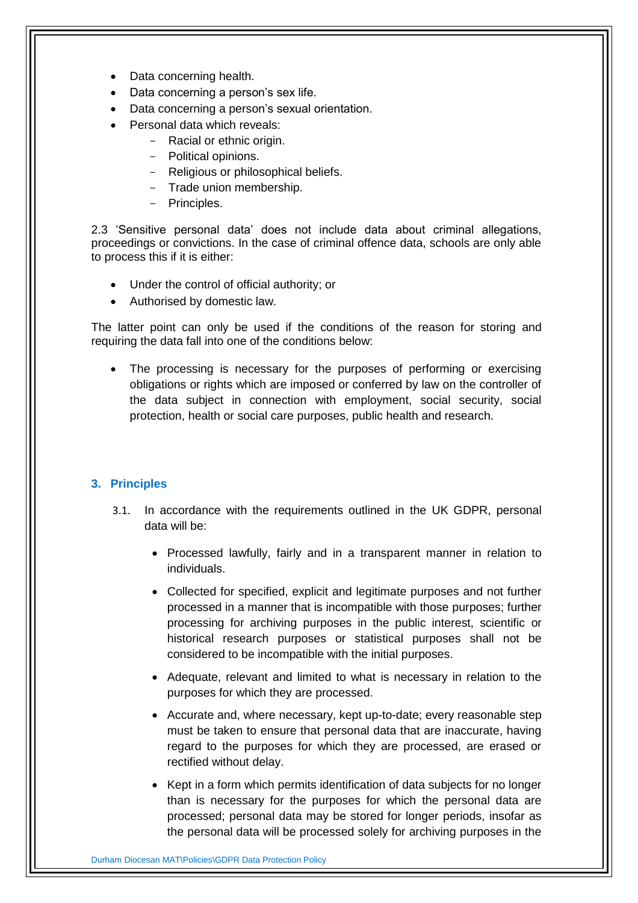- Data concerning health.
- Data concerning a person's sex life.
- Data concerning a person's sexual orientation.
- Personal data which reveals:
  - Racial or ethnic origin.
  - Political opinions.
  - Religious or philosophical beliefs.
  - Trade union membership.
  - Principles.

2.3 'Sensitive personal data' does not include data about criminal allegations, proceedings or convictions. In the case of criminal offence data, schools are only able to process this if it is either:

- Under the control of official authority; or
- Authorised by domestic law.

The latter point can only be used if the conditions of the reason for storing and requiring the data fall into one of the conditions below:

- The processing is necessary for the purposes of performing or exercising obligations or rights which are imposed or conferred by law on the controller of the data subject in connection with employment, social security, social protection, health or social care purposes, public health and research.

## 3. Principles

3.1. In accordance with the requirements outlined in the UK GDPR, personal data will be:

- Processed lawfully, fairly and in a transparent manner in relation to individuals.
- Collected for specified, explicit and legitimate purposes and not further processed in a manner that is incompatible with those purposes; further processing for archiving purposes in the public interest, scientific or historical research purposes or statistical purposes shall not be considered to be incompatible with the initial purposes.
- Adequate, relevant and limited to what is necessary in relation to the purposes for which they are processed.
- Accurate and, where necessary, kept up-to-date; every reasonable step must be taken to ensure that personal data that are inaccurate, having regard to the purposes for which they are processed, are erased or rectified without delay.
- Kept in a form which permits identification of data subjects for no longer than is necessary for the purposes for which the personal data are processed; personal data may be stored for longer periods, insofar as the personal data will be processed solely for archiving purposes in the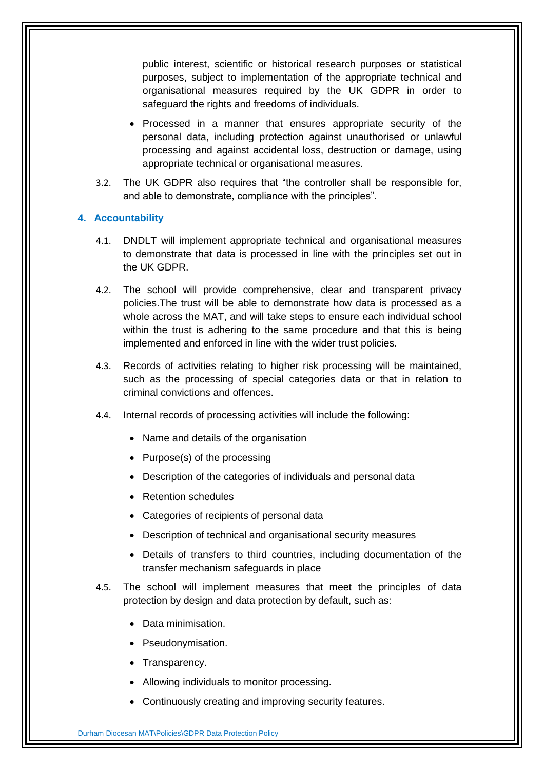public interest, scientific or historical research purposes or statistical purposes, subject to implementation of the appropriate technical and organisational measures required by the UK GDPR in order to safeguard the rights and freedoms of individuals.

- Processed in a manner that ensures appropriate security of the personal data, including protection against unauthorised or unlawful processing and against accidental loss, destruction or damage, using appropriate technical or organisational measures.

3.2. The UK GDPR also requires that "the controller shall be responsible for, and able to demonstrate, compliance with the principles".

## 4. Accountability

4.1. DNDLT will implement appropriate technical and organisational measures to demonstrate that data is processed in line with the principles set out in the UK GDPR.

4.2. The school will provide comprehensive, clear and transparent privacy policies.The trust will be able to demonstrate how data is processed as a whole across the MAT, and will take steps to ensure each individual school within the trust is adhering to the same procedure and that this is being implemented and enforced in line with the wider trust policies.

4.3. Records of activities relating to higher risk processing will be maintained, such as the processing of special categories data or that in relation to criminal convictions and offences.

4.4. Internal records of processing activities will include the following:

- Name and details of the organisation
- Purpose(s) of the processing
- Description of the categories of individuals and personal data
- Retention schedules
- Categories of recipients of personal data
- Description of technical and organisational security measures
- Details of transfers to third countries, including documentation of the transfer mechanism safeguards in place

4.5. The school will implement measures that meet the principles of data protection by design and data protection by default, such as:

- Data minimisation.
- Pseudonymisation.
- Transparency.
- Allowing individuals to monitor processing.
- Continuously creating and improving security features.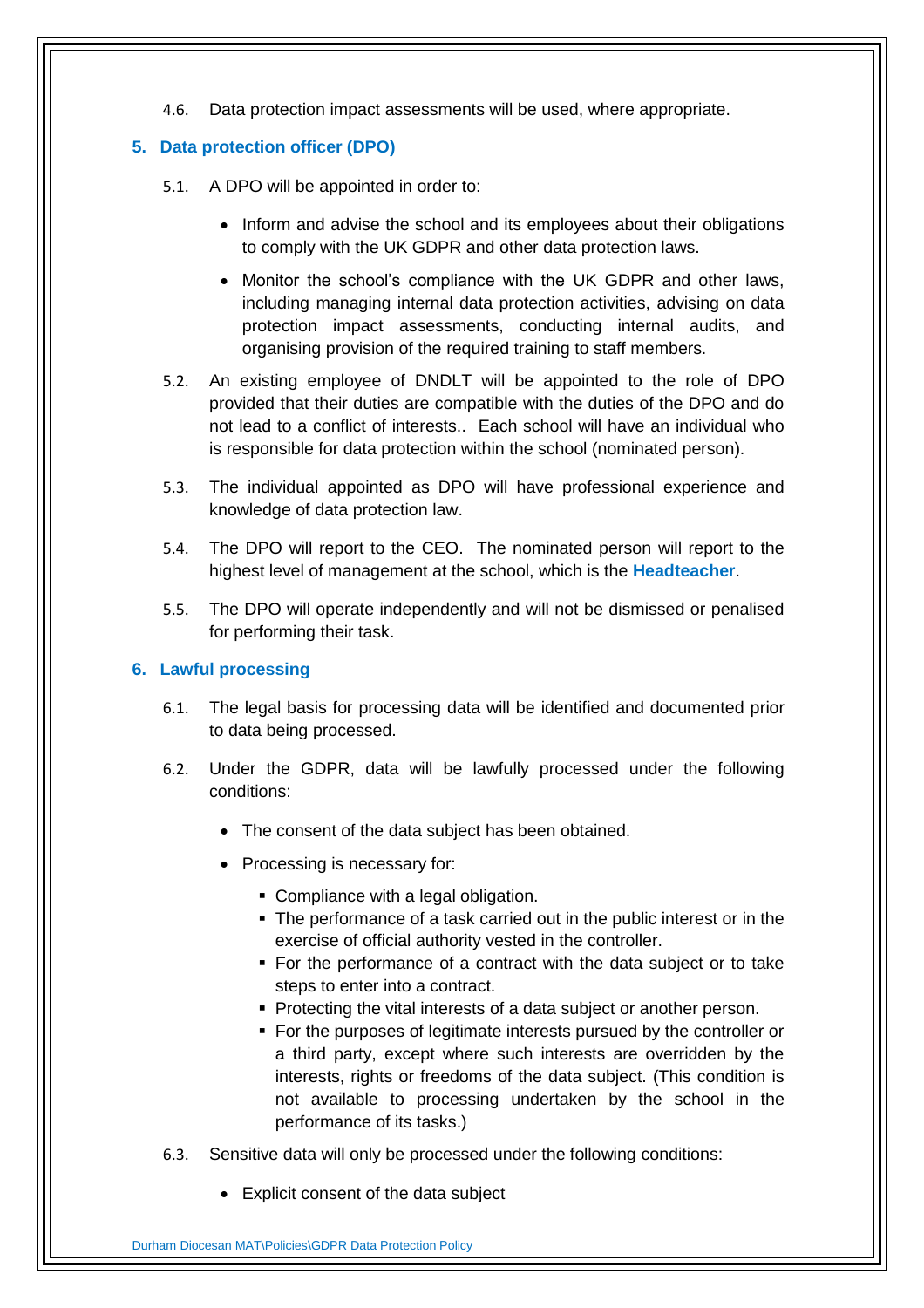4.6. Data protection impact assessments will be used, where appropriate.

## 5. Data protection officer (DPO)

5.1. A DPO will be appointed in order to:

- Inform and advise the school and its employees about their obligations to comply with the UK GDPR and other data protection laws.
- Monitor the school's compliance with the UK GDPR and other laws, including managing internal data protection activities, advising on data protection impact assessments, conducting internal audits, and organising provision of the required training to staff members.

5.2. An existing employee of DNDLT will be appointed to the role of DPO provided that their duties are compatible with the duties of the DPO and do not lead to a conflict of interests.. Each school will have an individual who is responsible for data protection within the school (nominated person).

5.3. The individual appointed as DPO will have professional experience and knowledge of data protection law.

5.4. The DPO will report to the CEO. The nominated person will report to the highest level of management at the school, which is the **Headteacher**.

5.5. The DPO will operate independently and will not be dismissed or penalised for performing their task.

## 6. Lawful processing

6.1. The legal basis for processing data will be identified and documented prior to data being processed.

6.2. Under the GDPR, data will be lawfully processed under the following conditions:

- The consent of the data subject has been obtained.
- Processing is necessary for:
  - Compliance with a legal obligation.
  - The performance of a task carried out in the public interest or in the exercise of official authority vested in the controller.
  - For the performance of a contract with the data subject or to take steps to enter into a contract.
  - Protecting the vital interests of a data subject or another person.
  - For the purposes of legitimate interests pursued by the controller or a third party, except where such interests are overridden by the interests, rights or freedoms of the data subject. (This condition is not available to processing undertaken by the school in the performance of its tasks.)

6.3. Sensitive data will only be processed under the following conditions:

- Explicit consent of the data subject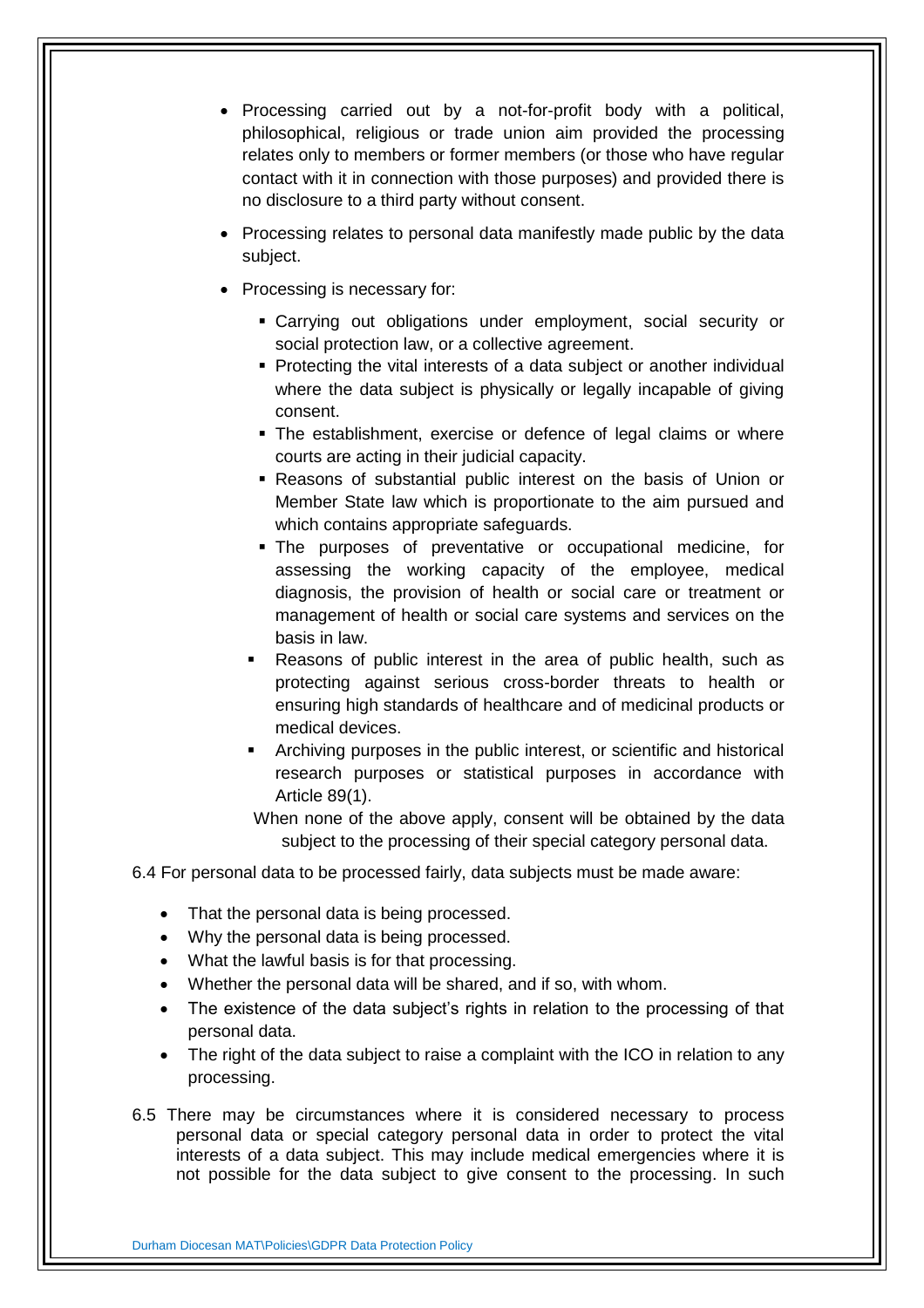- Processing carried out by a not-for-profit body with a political, philosophical, religious or trade union aim provided the processing relates only to members or former members (or those who have regular contact with it in connection with those purposes) and provided there is no disclosure to a third party without consent.
- Processing relates to personal data manifestly made public by the data subject.
- Processing is necessary for:
  - Carrying out obligations under employment, social security or social protection law, or a collective agreement.
  - Protecting the vital interests of a data subject or another individual where the data subject is physically or legally incapable of giving consent.
  - The establishment, exercise or defence of legal claims or where courts are acting in their judicial capacity.
  - Reasons of substantial public interest on the basis of Union or Member State law which is proportionate to the aim pursued and which contains appropriate safeguards.
  - The purposes of preventative or occupational medicine, for assessing the working capacity of the employee, medical diagnosis, the provision of health or social care or treatment or management of health or social care systems and services on the basis in law.
  - Reasons of public interest in the area of public health, such as protecting against serious cross-border threats to health or ensuring high standards of healthcare and of medicinal products or medical devices.
  - Archiving purposes in the public interest, or scientific and historical research purposes or statistical purposes in accordance with Article 89(1).

When none of the above apply, consent will be obtained by the data subject to the processing of their special category personal data.

6.4 For personal data to be processed fairly, data subjects must be made aware:

- That the personal data is being processed.
- Why the personal data is being processed.
- What the lawful basis is for that processing.
- Whether the personal data will be shared, and if so, with whom.
- The existence of the data subject's rights in relation to the processing of that personal data.
- The right of the data subject to raise a complaint with the ICO in relation to any processing.

6.5 There may be circumstances where it is considered necessary to process personal data or special category personal data in order to protect the vital interests of a data subject. This may include medical emergencies where it is not possible for the data subject to give consent to the processing. In such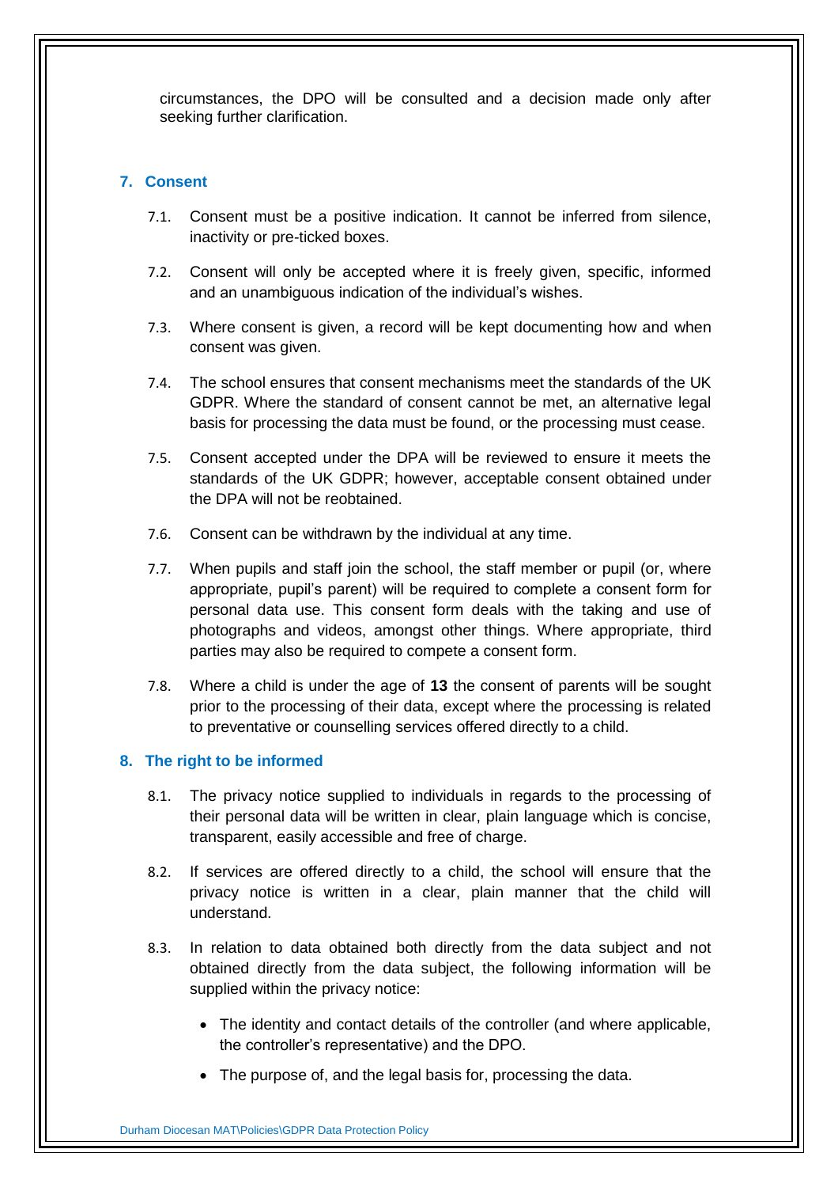circumstances, the DPO will be consulted and a decision made only after seeking further clarification.

## 7. Consent

7.1. Consent must be a positive indication. It cannot be inferred from silence, inactivity or pre-ticked boxes.

7.2. Consent will only be accepted where it is freely given, specific, informed and an unambiguous indication of the individual's wishes.

7.3. Where consent is given, a record will be kept documenting how and when consent was given.

7.4. The school ensures that consent mechanisms meet the standards of the UK GDPR. Where the standard of consent cannot be met, an alternative legal basis for processing the data must be found, or the processing must cease.

7.5. Consent accepted under the DPA will be reviewed to ensure it meets the standards of the UK GDPR; however, acceptable consent obtained under the DPA will not be reobtained.

7.6. Consent can be withdrawn by the individual at any time.

7.7. When pupils and staff join the school, the staff member or pupil (or, where appropriate, pupil's parent) will be required to complete a consent form for personal data use. This consent form deals with the taking and use of photographs and videos, amongst other things. Where appropriate, third parties may also be required to compete a consent form.

7.8. Where a child is under the age of **13** the consent of parents will be sought prior to the processing of their data, except where the processing is related to preventative or counselling services offered directly to a child.

## 8. The right to be informed

8.1. The privacy notice supplied to individuals in regards to the processing of their personal data will be written in clear, plain language which is concise, transparent, easily accessible and free of charge.

8.2. If services are offered directly to a child, the school will ensure that the privacy notice is written in a clear, plain manner that the child will understand.

8.3. In relation to data obtained both directly from the data subject and not obtained directly from the data subject, the following information will be supplied within the privacy notice:

- The identity and contact details of the controller (and where applicable, the controller's representative) and the DPO.
- The purpose of, and the legal basis for, processing the data.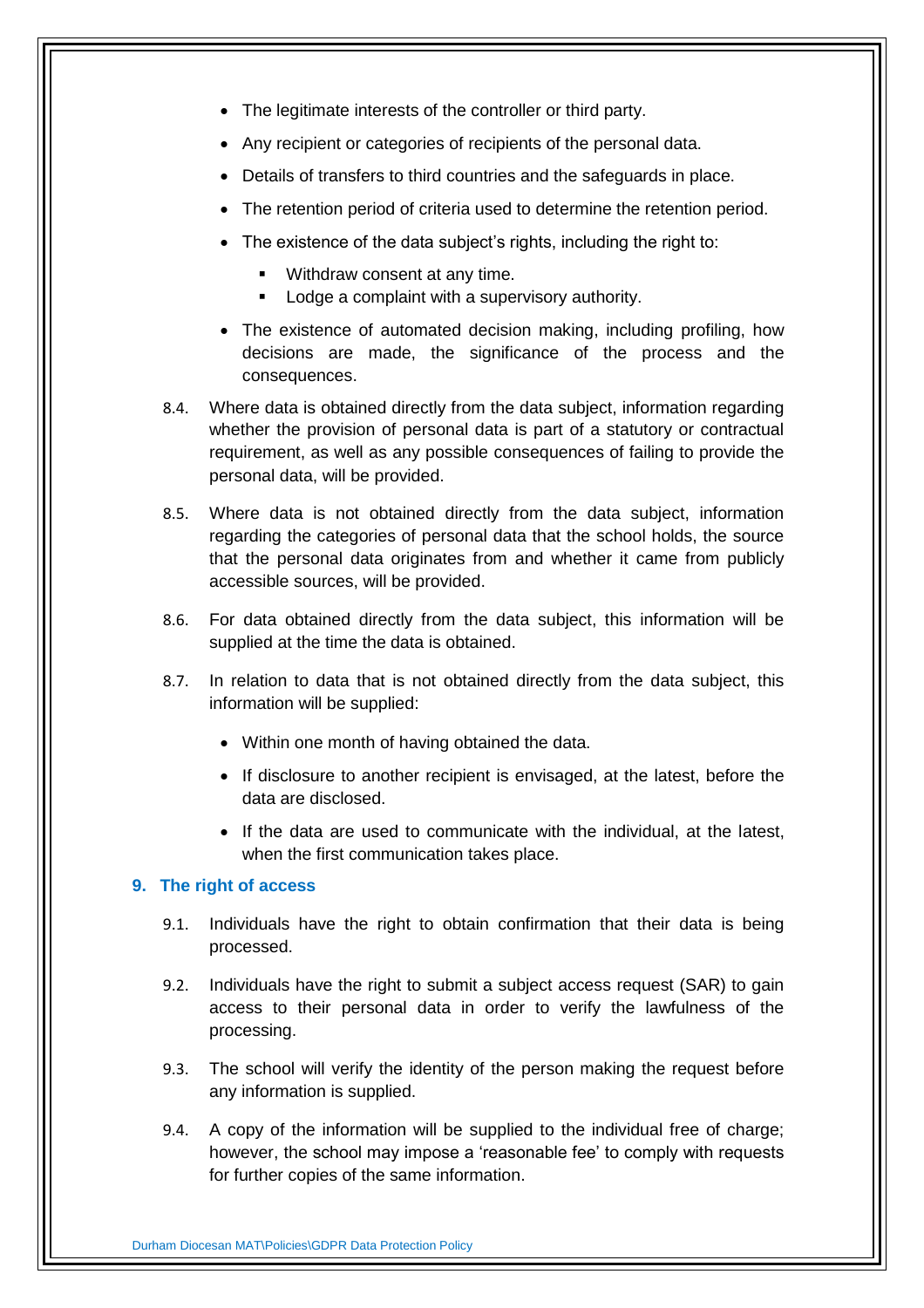- The legitimate interests of the controller or third party.
- Any recipient or categories of recipients of the personal data.
- Details of transfers to third countries and the safeguards in place.
- The retention period of criteria used to determine the retention period.
- The existence of the data subject’s rights, including the right to:
  - Withdraw consent at any time.
  - Lodge a complaint with a supervisory authority.
- The existence of automated decision making, including profiling, how decisions are made, the significance of the process and the consequences.

8.4. Where data is obtained directly from the data subject, information regarding whether the provision of personal data is part of a statutory or contractual requirement, as well as any possible consequences of failing to provide the personal data, will be provided.

8.5. Where data is not obtained directly from the data subject, information regarding the categories of personal data that the school holds, the source that the personal data originates from and whether it came from publicly accessible sources, will be provided.

8.6. For data obtained directly from the data subject, this information will be supplied at the time the data is obtained.

8.7. In relation to data that is not obtained directly from the data subject, this information will be supplied:

- Within one month of having obtained the data.
- If disclosure to another recipient is envisaged, at the latest, before the data are disclosed.
- If the data are used to communicate with the individual, at the latest, when the first communication takes place.

## 9. The right of access

9.1. Individuals have the right to obtain confirmation that their data is being processed.

9.2. Individuals have the right to submit a subject access request (SAR) to gain access to their personal data in order to verify the lawfulness of the processing.

9.3. The school will verify the identity of the person making the request before any information is supplied.

9.4. A copy of the information will be supplied to the individual free of charge; however, the school may impose a ‘reasonable fee’ to comply with requests for further copies of the same information.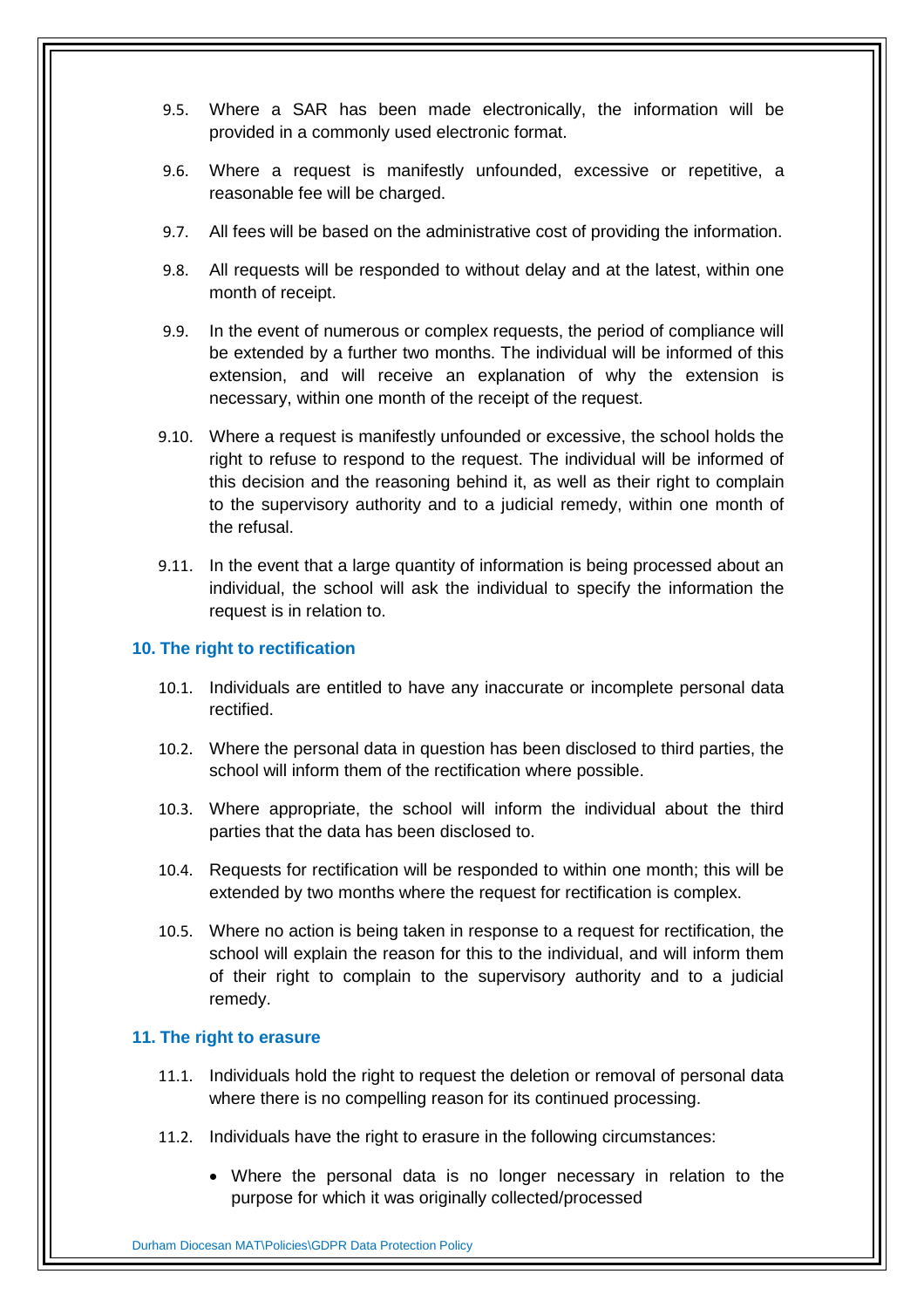9.5. Where a SAR has been made electronically, the information will be provided in a commonly used electronic format.

9.6. Where a request is manifestly unfounded, excessive or repetitive, a reasonable fee will be charged.

9.7. All fees will be based on the administrative cost of providing the information.

9.8. All requests will be responded to without delay and at the latest, within one month of receipt.

9.9. In the event of numerous or complex requests, the period of compliance will be extended by a further two months. The individual will be informed of this extension, and will receive an explanation of why the extension is necessary, within one month of the receipt of the request.

9.10. Where a request is manifestly unfounded or excessive, the school holds the right to refuse to respond to the request. The individual will be informed of this decision and the reasoning behind it, as well as their right to complain to the supervisory authority and to a judicial remedy, within one month of the refusal.

9.11. In the event that a large quantity of information is being processed about an individual, the school will ask the individual to specify the information the request is in relation to.

## 10. The right to rectification

10.1. Individuals are entitled to have any inaccurate or incomplete personal data rectified.

10.2. Where the personal data in question has been disclosed to third parties, the school will inform them of the rectification where possible.

10.3. Where appropriate, the school will inform the individual about the third parties that the data has been disclosed to.

10.4. Requests for rectification will be responded to within one month; this will be extended by two months where the request for rectification is complex.

10.5. Where no action is being taken in response to a request for rectification, the school will explain the reason for this to the individual, and will inform them of their right to complain to the supervisory authority and to a judicial remedy.

## 11. The right to erasure

11.1. Individuals hold the right to request the deletion or removal of personal data where there is no compelling reason for its continued processing.

11.2. Individuals have the right to erasure in the following circumstances:

- Where the personal data is no longer necessary in relation to the purpose for which it was originally collected/processed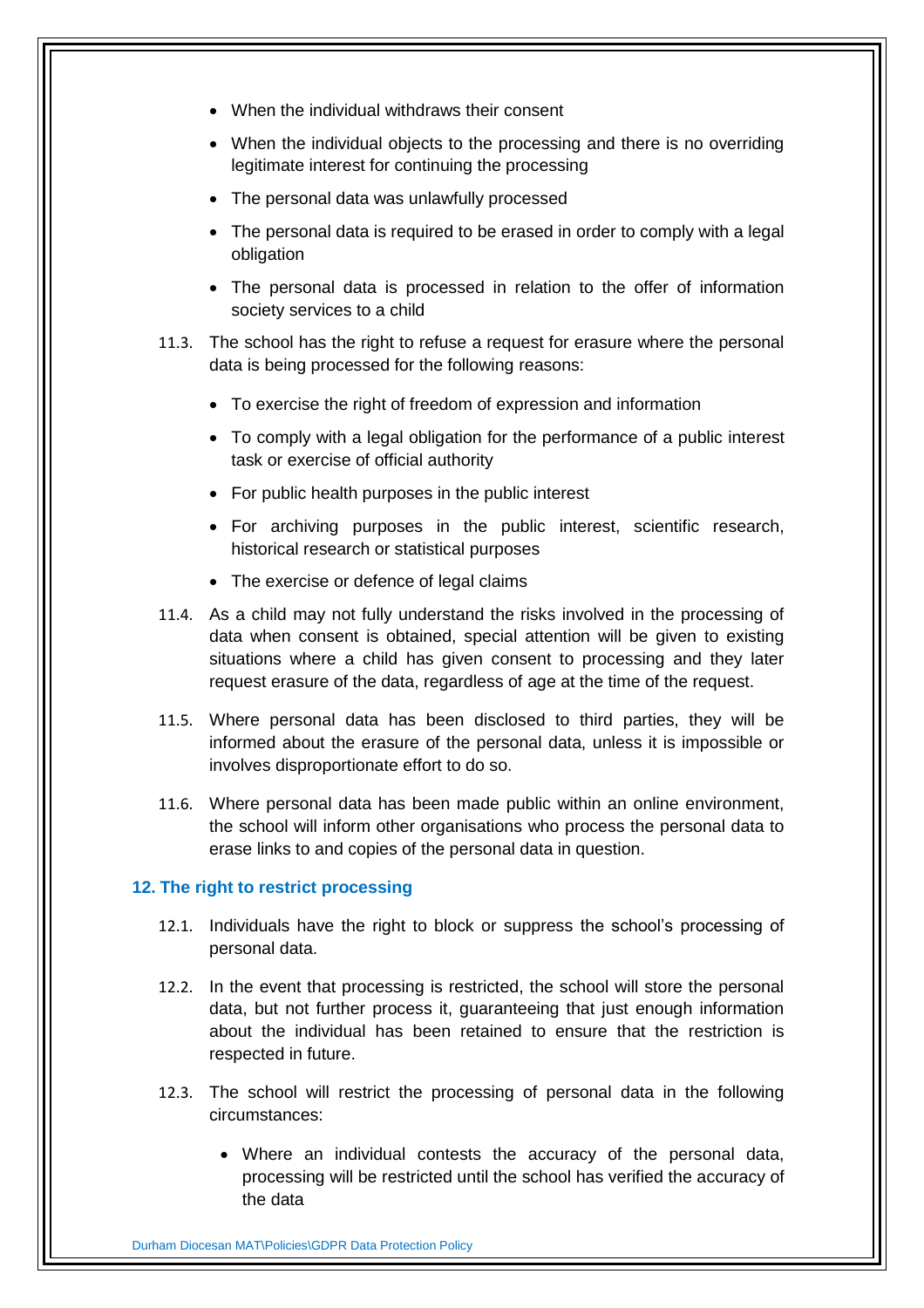- When the individual withdraws their consent
- When the individual objects to the processing and there is no overriding legitimate interest for continuing the processing
- The personal data was unlawfully processed
- The personal data is required to be erased in order to comply with a legal obligation
- The personal data is processed in relation to the offer of information society services to a child

11.3. The school has the right to refuse a request for erasure where the personal data is being processed for the following reasons:

- To exercise the right of freedom of expression and information
- To comply with a legal obligation for the performance of a public interest task or exercise of official authority
- For public health purposes in the public interest
- For archiving purposes in the public interest, scientific research, historical research or statistical purposes
- The exercise or defence of legal claims

11.4. As a child may not fully understand the risks involved in the processing of data when consent is obtained, special attention will be given to existing situations where a child has given consent to processing and they later request erasure of the data, regardless of age at the time of the request.

11.5. Where personal data has been disclosed to third parties, they will be informed about the erasure of the personal data, unless it is impossible or involves disproportionate effort to do so.

11.6. Where personal data has been made public within an online environment, the school will inform other organisations who process the personal data to erase links to and copies of the personal data in question.

## 12. The right to restrict processing

12.1. Individuals have the right to block or suppress the school's processing of personal data.

12.2. In the event that processing is restricted, the school will store the personal data, but not further process it, guaranteeing that just enough information about the individual has been retained to ensure that the restriction is respected in future.

12.3. The school will restrict the processing of personal data in the following circumstances:

- Where an individual contests the accuracy of the personal data, processing will be restricted until the school has verified the accuracy of the data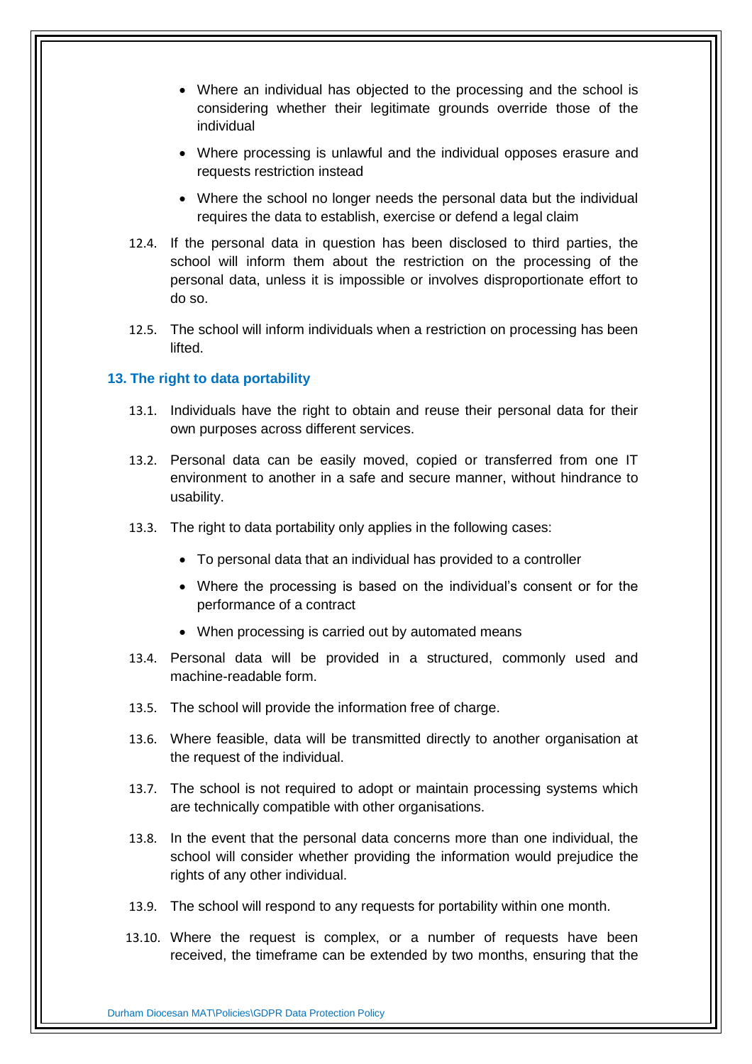- Where an individual has objected to the processing and the school is considering whether their legitimate grounds override those of the individual
- Where processing is unlawful and the individual opposes erasure and requests restriction instead
- Where the school no longer needs the personal data but the individual requires the data to establish, exercise or defend a legal claim

12.4. If the personal data in question has been disclosed to third parties, the school will inform them about the restriction on the processing of the personal data, unless it is impossible or involves disproportionate effort to do so.

12.5. The school will inform individuals when a restriction on processing has been lifted.

### 13. The right to data portability

13.1. Individuals have the right to obtain and reuse their personal data for their own purposes across different services.

13.2. Personal data can be easily moved, copied or transferred from one IT environment to another in a safe and secure manner, without hindrance to usability.

13.3. The right to data portability only applies in the following cases:

- To personal data that an individual has provided to a controller
- Where the processing is based on the individual's consent or for the performance of a contract
- When processing is carried out by automated means

13.4. Personal data will be provided in a structured, commonly used and machine-readable form.

13.5. The school will provide the information free of charge.

13.6. Where feasible, data will be transmitted directly to another organisation at the request of the individual.

13.7. The school is not required to adopt or maintain processing systems which are technically compatible with other organisations.

13.8. In the event that the personal data concerns more than one individual, the school will consider whether providing the information would prejudice the rights of any other individual.

13.9. The school will respond to any requests for portability within one month.

13.10. Where the request is complex, or a number of requests have been received, the timeframe can be extended by two months, ensuring that the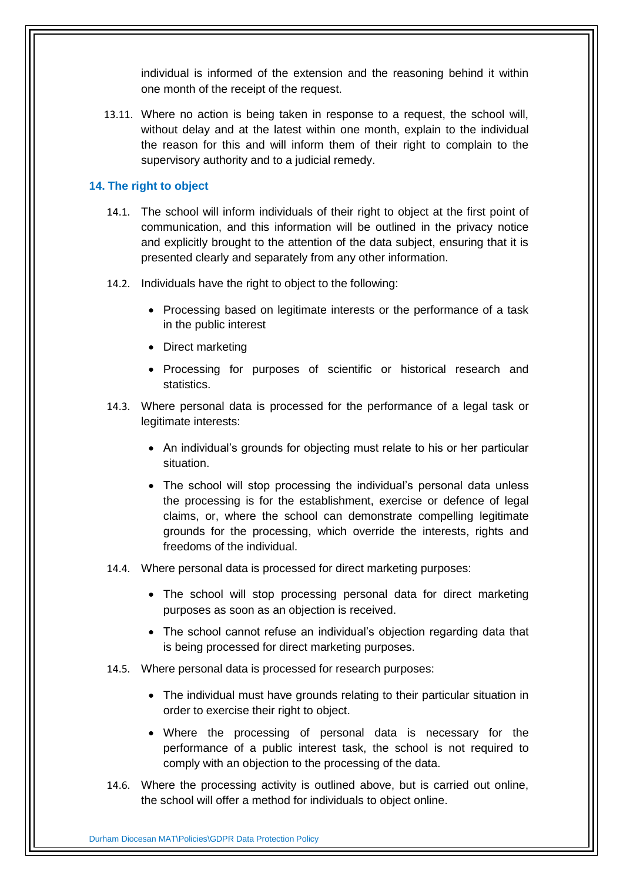individual is informed of the extension and the reasoning behind it within one month of the receipt of the request.

13.11. Where no action is being taken in response to a request, the school will, without delay and at the latest within one month, explain to the individual the reason for this and will inform them of their right to complain to the supervisory authority and to a judicial remedy.

## 14. The right to object

14.1. The school will inform individuals of their right to object at the first point of communication, and this information will be outlined in the privacy notice and explicitly brought to the attention of the data subject, ensuring that it is presented clearly and separately from any other information.

14.2. Individuals have the right to object to the following:

- Processing based on legitimate interests or the performance of a task in the public interest
- Direct marketing
- Processing for purposes of scientific or historical research and statistics.

14.3. Where personal data is processed for the performance of a legal task or legitimate interests:

- An individual's grounds for objecting must relate to his or her particular situation.
- The school will stop processing the individual's personal data unless the processing is for the establishment, exercise or defence of legal claims, or, where the school can demonstrate compelling legitimate grounds for the processing, which override the interests, rights and freedoms of the individual.

14.4. Where personal data is processed for direct marketing purposes:

- The school will stop processing personal data for direct marketing purposes as soon as an objection is received.
- The school cannot refuse an individual's objection regarding data that is being processed for direct marketing purposes.

14.5. Where personal data is processed for research purposes:

- The individual must have grounds relating to their particular situation in order to exercise their right to object.
- Where the processing of personal data is necessary for the performance of a public interest task, the school is not required to comply with an objection to the processing of the data.

14.6. Where the processing activity is outlined above, but is carried out online, the school will offer a method for individuals to object online.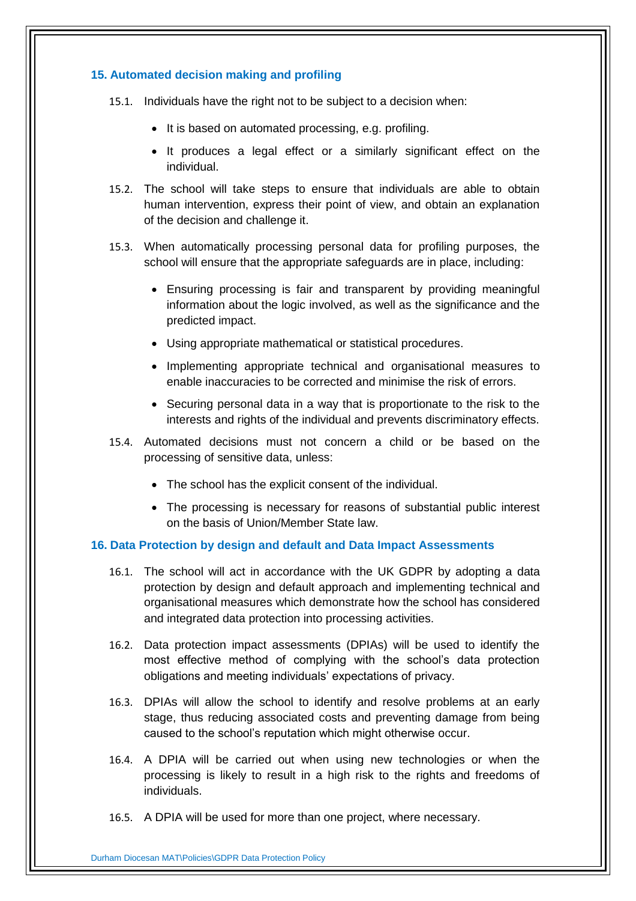## 15. Automated decision making and profiling

15.1. Individuals have the right not to be subject to a decision when:

- It is based on automated processing, e.g. profiling.
- It produces a legal effect or a similarly significant effect on the individual.

15.2. The school will take steps to ensure that individuals are able to obtain human intervention, express their point of view, and obtain an explanation of the decision and challenge it.

15.3. When automatically processing personal data for profiling purposes, the school will ensure that the appropriate safeguards are in place, including:

- Ensuring processing is fair and transparent by providing meaningful information about the logic involved, as well as the significance and the predicted impact.
- Using appropriate mathematical or statistical procedures.
- Implementing appropriate technical and organisational measures to enable inaccuracies to be corrected and minimise the risk of errors.
- Securing personal data in a way that is proportionate to the risk to the interests and rights of the individual and prevents discriminatory effects.

15.4. Automated decisions must not concern a child or be based on the processing of sensitive data, unless:

- The school has the explicit consent of the individual.
- The processing is necessary for reasons of substantial public interest on the basis of Union/Member State law.

## 16. Data Protection by design and default and Data Impact Assessments

16.1. The school will act in accordance with the UK GDPR by adopting a data protection by design and default approach and implementing technical and organisational measures which demonstrate how the school has considered and integrated data protection into processing activities.

16.2. Data protection impact assessments (DPIAs) will be used to identify the most effective method of complying with the school's data protection obligations and meeting individuals' expectations of privacy.

16.3. DPIAs will allow the school to identify and resolve problems at an early stage, thus reducing associated costs and preventing damage from being caused to the school's reputation which might otherwise occur.

16.4. A DPIA will be carried out when using new technologies or when the processing is likely to result in a high risk to the rights and freedoms of individuals.

16.5. A DPIA will be used for more than one project, where necessary.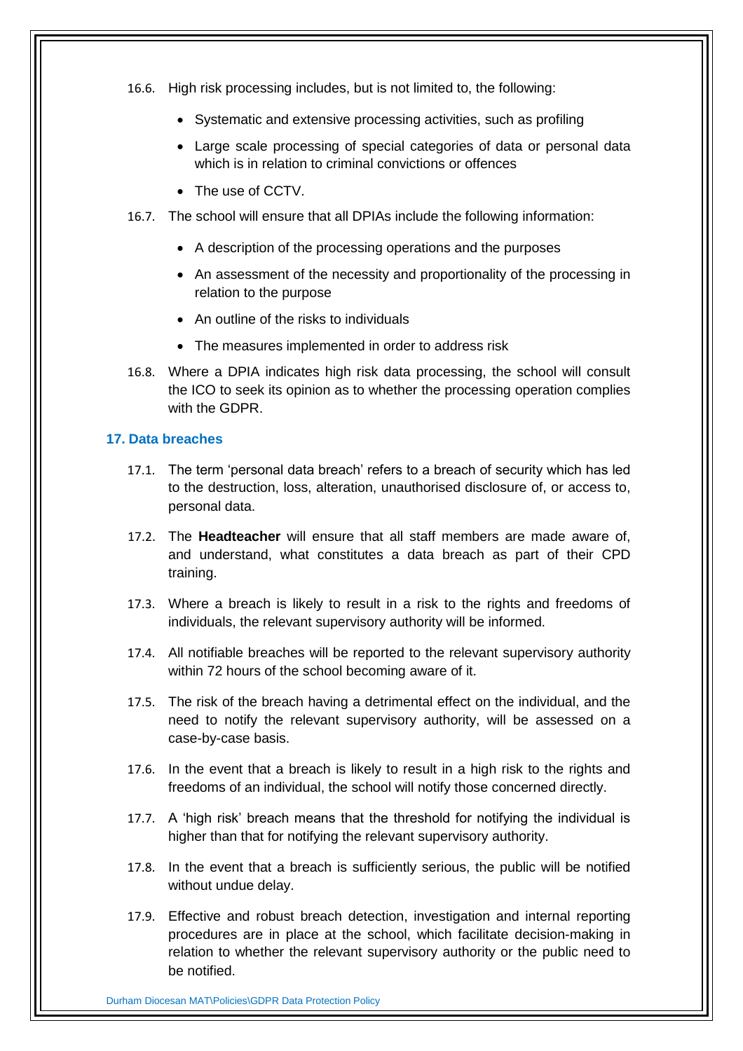16.6. High risk processing includes, but is not limited to, the following:

- Systematic and extensive processing activities, such as profiling
- Large scale processing of special categories of data or personal data which is in relation to criminal convictions or offences
- The use of CCTV.

16.7. The school will ensure that all DPIAs include the following information:

- A description of the processing operations and the purposes
- An assessment of the necessity and proportionality of the processing in relation to the purpose
- An outline of the risks to individuals
- The measures implemented in order to address risk

16.8. Where a DPIA indicates high risk data processing, the school will consult the ICO to seek its opinion as to whether the processing operation complies with the GDPR.

## 17. Data breaches

17.1. The term 'personal data breach' refers to a breach of security which has led to the destruction, loss, alteration, unauthorised disclosure of, or access to, personal data.

17.2. The **Headteacher** will ensure that all staff members are made aware of, and understand, what constitutes a data breach as part of their CPD training.

17.3. Where a breach is likely to result in a risk to the rights and freedoms of individuals, the relevant supervisory authority will be informed.

17.4. All notifiable breaches will be reported to the relevant supervisory authority within 72 hours of the school becoming aware of it.

17.5. The risk of the breach having a detrimental effect on the individual, and the need to notify the relevant supervisory authority, will be assessed on a case-by-case basis.

17.6. In the event that a breach is likely to result in a high risk to the rights and freedoms of an individual, the school will notify those concerned directly.

17.7. A 'high risk' breach means that the threshold for notifying the individual is higher than that for notifying the relevant supervisory authority.

17.8. In the event that a breach is sufficiently serious, the public will be notified without undue delay.

17.9. Effective and robust breach detection, investigation and internal reporting procedures are in place at the school, which facilitate decision-making in relation to whether the relevant supervisory authority or the public need to be notified.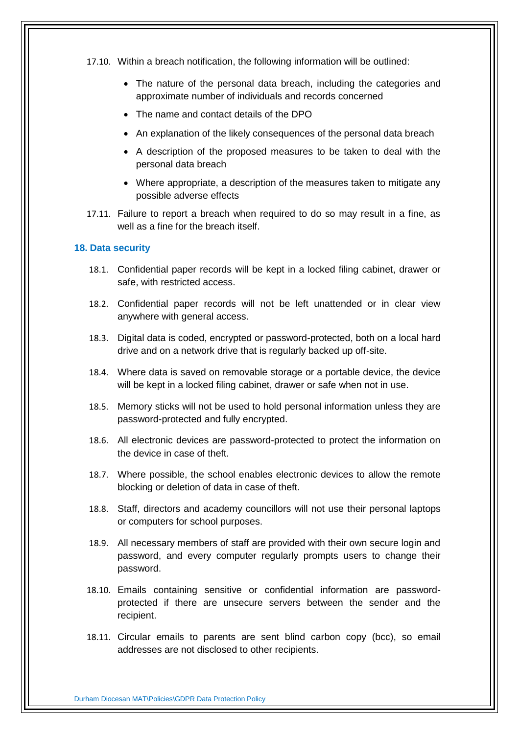17.10. Within a breach notification, the following information will be outlined:

- The nature of the personal data breach, including the categories and approximate number of individuals and records concerned
- The name and contact details of the DPO
- An explanation of the likely consequences of the personal data breach
- A description of the proposed measures to be taken to deal with the personal data breach
- Where appropriate, a description of the measures taken to mitigate any possible adverse effects

17.11. Failure to report a breach when required to do so may result in a fine, as well as a fine for the breach itself.

## 18. Data security

18.1. Confidential paper records will be kept in a locked filing cabinet, drawer or safe, with restricted access.

18.2. Confidential paper records will not be left unattended or in clear view anywhere with general access.

18.3. Digital data is coded, encrypted or password-protected, both on a local hard drive and on a network drive that is regularly backed up off-site.

18.4. Where data is saved on removable storage or a portable device, the device will be kept in a locked filing cabinet, drawer or safe when not in use.

18.5. Memory sticks will not be used to hold personal information unless they are password-protected and fully encrypted.

18.6. All electronic devices are password-protected to protect the information on the device in case of theft.

18.7. Where possible, the school enables electronic devices to allow the remote blocking or deletion of data in case of theft.

18.8. Staff, directors and academy councillors will not use their personal laptops or computers for school purposes.

18.9. All necessary members of staff are provided with their own secure login and password, and every computer regularly prompts users to change their password.

18.10. Emails containing sensitive or confidential information are password-protected if there are unsecure servers between the sender and the recipient.

18.11. Circular emails to parents are sent blind carbon copy (bcc), so email addresses are not disclosed to other recipients.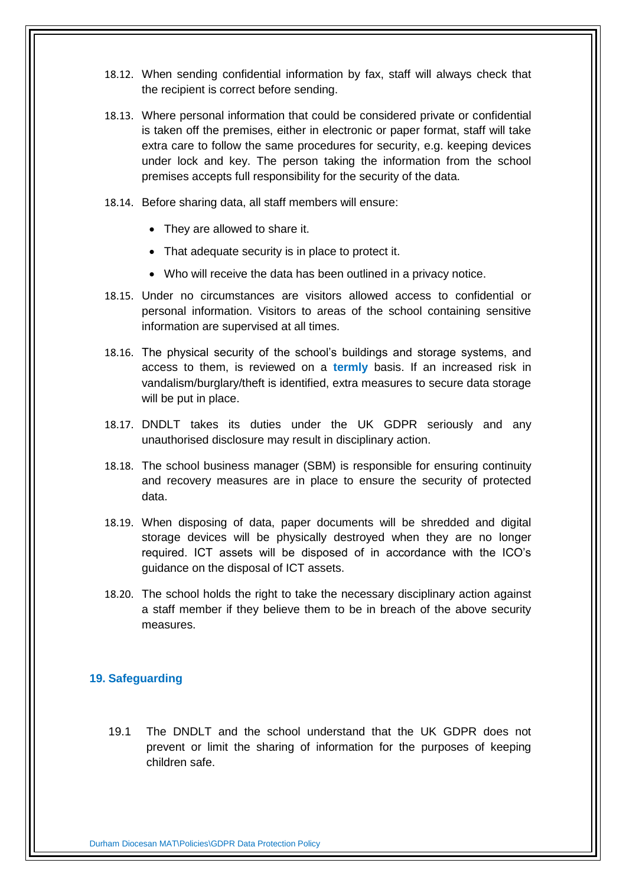18.12. When sending confidential information by fax, staff will always check that the recipient is correct before sending.

18.13. Where personal information that could be considered private or confidential is taken off the premises, either in electronic or paper format, staff will take extra care to follow the same procedures for security, e.g. keeping devices under lock and key. The person taking the information from the school premises accepts full responsibility for the security of the data.

18.14. Before sharing data, all staff members will ensure:

- They are allowed to share it.
- That adequate security is in place to protect it.
- Who will receive the data has been outlined in a privacy notice.

18.15. Under no circumstances are visitors allowed access to confidential or personal information. Visitors to areas of the school containing sensitive information are supervised at all times.

18.16. The physical security of the school's buildings and storage systems, and access to them, is reviewed on a **termly** basis. If an increased risk in vandalism/burglary/theft is identified, extra measures to secure data storage will be put in place.

18.17. DNDLT takes its duties under the UK GDPR seriously and any unauthorised disclosure may result in disciplinary action.

18.18. The school business manager (SBM) is responsible for ensuring continuity and recovery measures are in place to ensure the security of protected data.

18.19. When disposing of data, paper documents will be shredded and digital storage devices will be physically destroyed when they are no longer required. ICT assets will be disposed of in accordance with the ICO's guidance on the disposal of ICT assets.

18.20. The school holds the right to take the necessary disciplinary action against a staff member if they believe them to be in breach of the above security measures.

## 19. Safeguarding

19.1 The DNDLT and the school understand that the UK GDPR does not prevent or limit the sharing of information for the purposes of keeping children safe.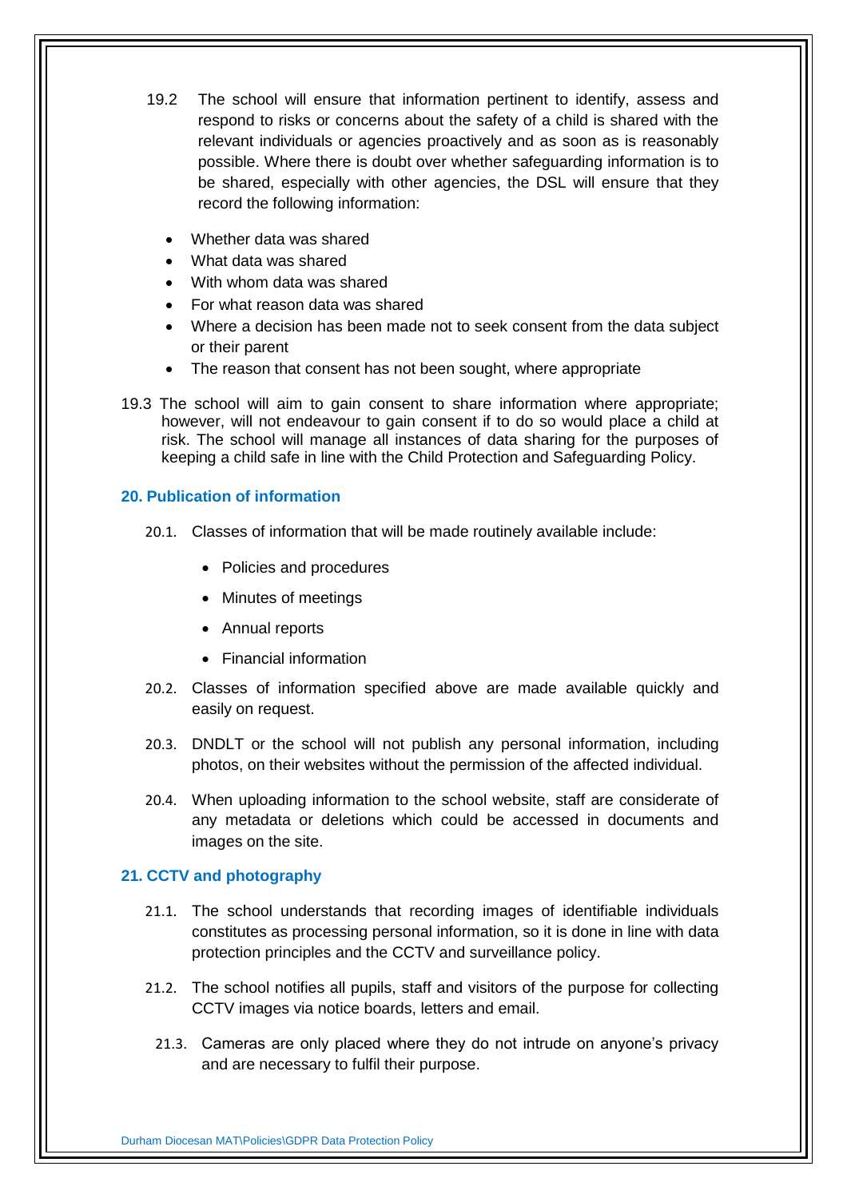19.2 The school will ensure that information pertinent to identify, assess and respond to risks or concerns about the safety of a child is shared with the relevant individuals or agencies proactively and as soon as is reasonably possible. Where there is doubt over whether safeguarding information is to be shared, especially with other agencies, the DSL will ensure that they record the following information:

- Whether data was shared
- What data was shared
- With whom data was shared
- For what reason data was shared
- Where a decision has been made not to seek consent from the data subject or their parent
- The reason that consent has not been sought, where appropriate

19.3 The school will aim to gain consent to share information where appropriate; however, will not endeavour to gain consent if to do so would place a child at risk. The school will manage all instances of data sharing for the purposes of keeping a child safe in line with the Child Protection and Safeguarding Policy.

## 20. Publication of information

20.1. Classes of information that will be made routinely available include:

- Policies and procedures
- Minutes of meetings
- Annual reports
- Financial information

20.2. Classes of information specified above are made available quickly and easily on request.

20.3. DNDLT or the school will not publish any personal information, including photos, on their websites without the permission of the affected individual.

20.4. When uploading information to the school website, staff are considerate of any metadata or deletions which could be accessed in documents and images on the site.

## 21. CCTV and photography

21.1. The school understands that recording images of identifiable individuals constitutes as processing personal information, so it is done in line with data protection principles and the CCTV and surveillance policy.

21.2. The school notifies all pupils, staff and visitors of the purpose for collecting CCTV images via notice boards, letters and email.

21.3. Cameras are only placed where they do not intrude on anyone's privacy and are necessary to fulfil their purpose.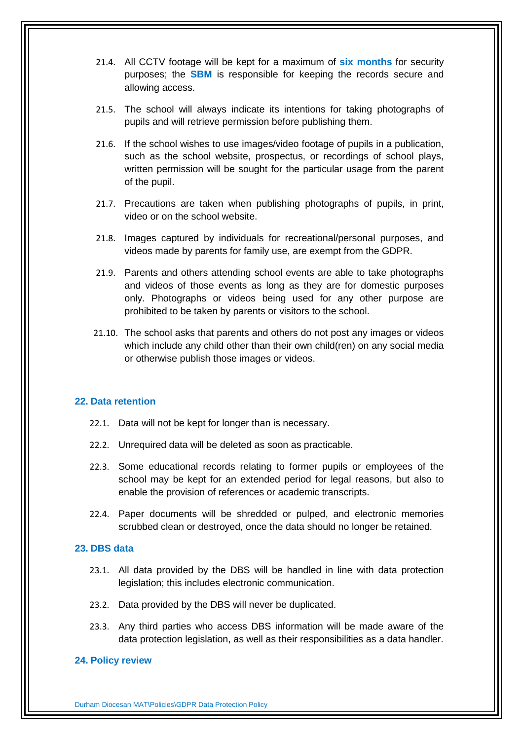21.4. All CCTV footage will be kept for a maximum of **six months** for security purposes; the **SBM** is responsible for keeping the records secure and allowing access.

21.5. The school will always indicate its intentions for taking photographs of pupils and will retrieve permission before publishing them.

21.6. If the school wishes to use images/video footage of pupils in a publication, such as the school website, prospectus, or recordings of school plays, written permission will be sought for the particular usage from the parent of the pupil.

21.7. Precautions are taken when publishing photographs of pupils, in print, video or on the school website.

21.8. Images captured by individuals for recreational/personal purposes, and videos made by parents for family use, are exempt from the GDPR.

21.9. Parents and others attending school events are able to take photographs and videos of those events as long as they are for domestic purposes only. Photographs or videos being used for any other purpose are prohibited to be taken by parents or visitors to the school.

21.10. The school asks that parents and others do not post any images or videos which include any child other than their own child(ren) on any social media or otherwise publish those images or videos.

## 22. Data retention

22.1. Data will not be kept for longer than is necessary.

22.2. Unrequired data will be deleted as soon as practicable.

22.3. Some educational records relating to former pupils or employees of the school may be kept for an extended period for legal reasons, but also to enable the provision of references or academic transcripts.

22.4. Paper documents will be shredded or pulped, and electronic memories scrubbed clean or destroyed, once the data should no longer be retained.

## 23. DBS data

23.1. All data provided by the DBS will be handled in line with data protection legislation; this includes electronic communication.

23.2. Data provided by the DBS will never be duplicated.

23.3. Any third parties who access DBS information will be made aware of the data protection legislation, as well as their responsibilities as a data handler.

## 24. Policy review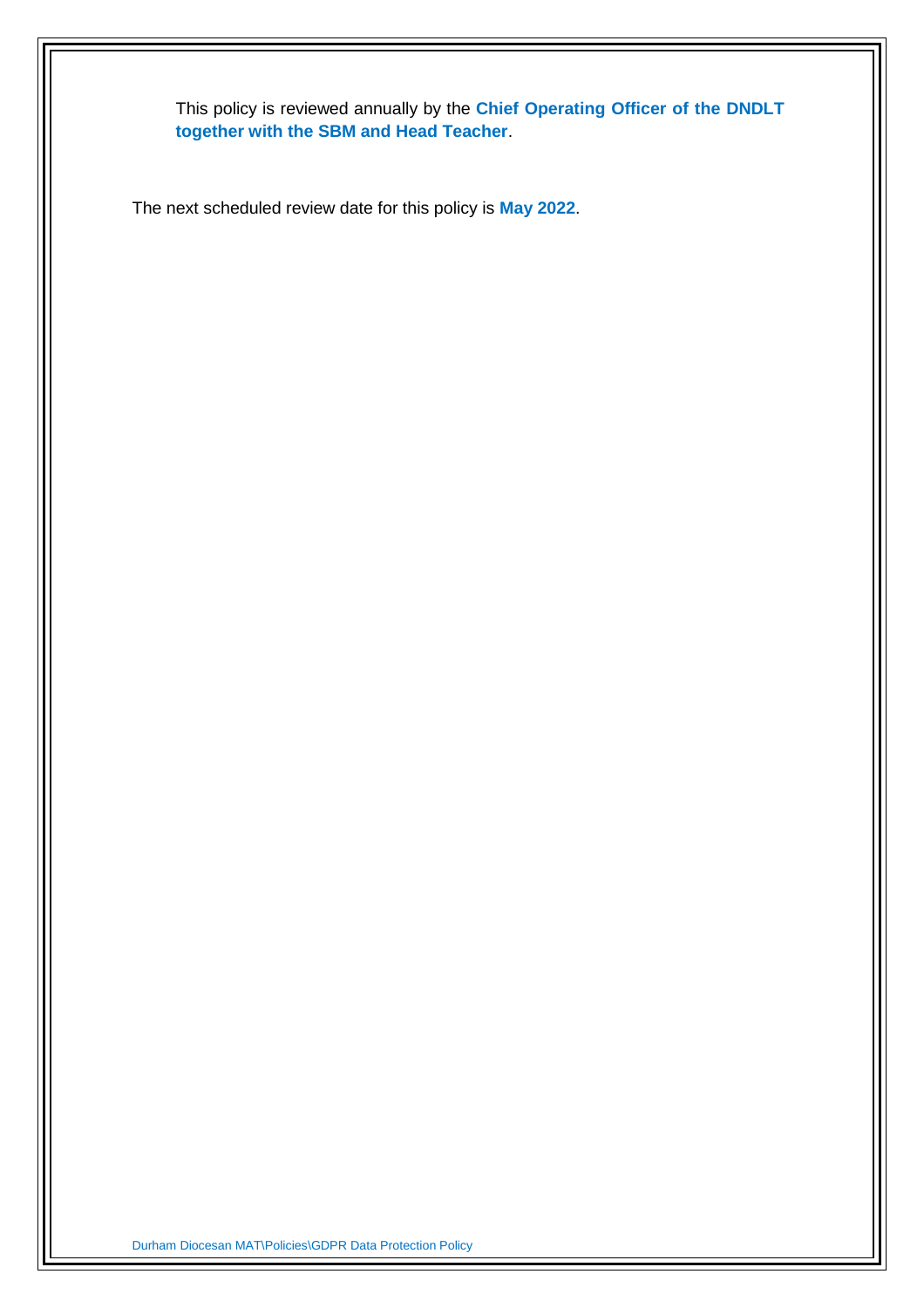This policy is reviewed annually by the **Chief Operating Officer of the DNDLT together with the SBM and Head Teacher**.

The next scheduled review date for this policy is **May 2022**.